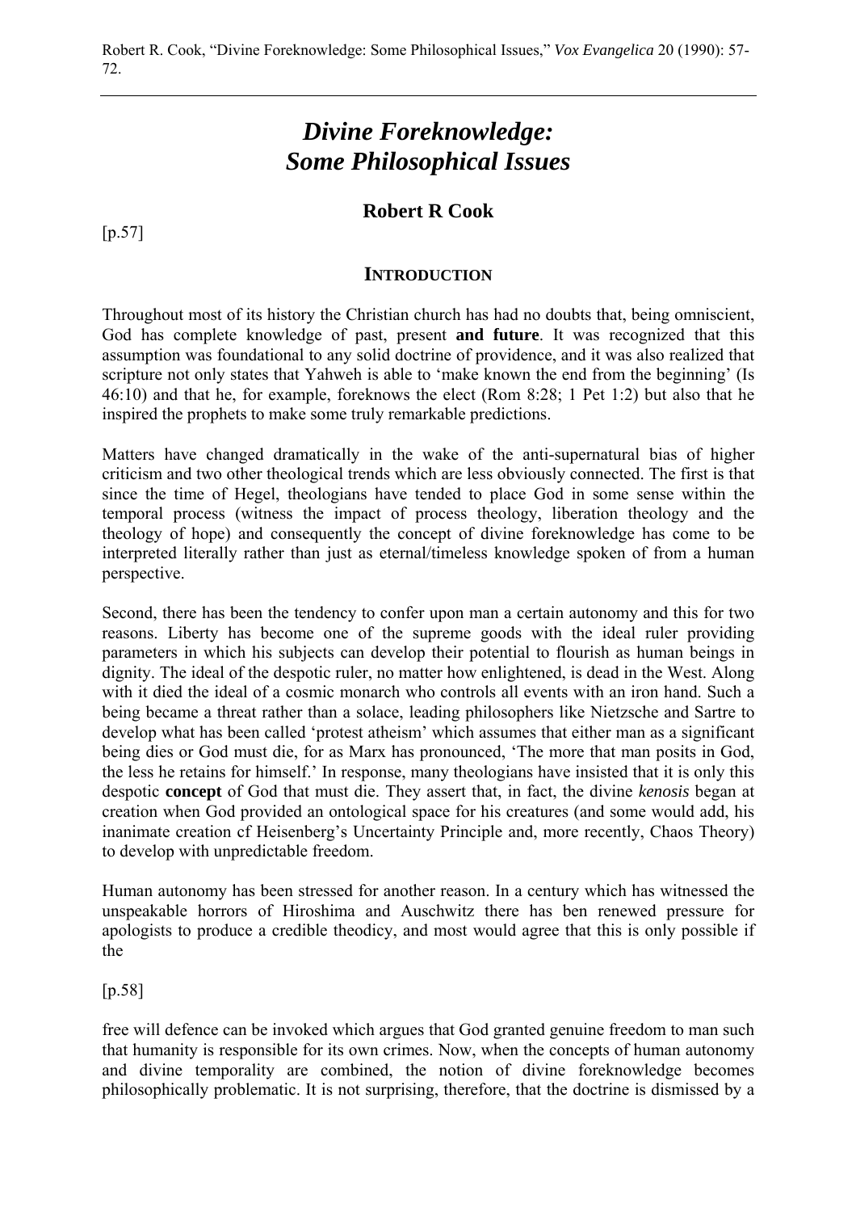Robert R. Cook, "Divine Foreknowledge: Some Philosophical Issues," *Vox Evangelica* 20 (1990): 57-72.

# *Divine Foreknowledge: Some Philosophical Issues*

## Robert R Cook

[p.57]

### INTRODUCTION

Throughout most of its history the Christian church has had no doubts that, being omniscient, God has complete knowledge of past, present **and future**. It was recognized that this assumption was foundational to any solid doctrine of providence, and it was also realized that scripture not only states that Yahweh is able to 'make known the end from the beginning' (Is 46:10) and that he, for example, foreknows the elect (Rom 8:28; 1 Pet 1:2) but also that he inspired the prophets to make some truly remarkable predictions.

Matters have changed dramatically in the wake of the anti-supernatural bias of higher criticism and two other theological trends which are less obviously connected. The first is that since the time of Hegel, theologians have tended to place God in some sense within the temporal process (witness the impact of process theology, liberation theology and the theology of hope) and consequently the concept of divine foreknowledge has come to be interpreted literally rather than just as eternal/timeless knowledge spoken of from a human perspective.

Second, there has been the tendency to confer upon man a certain autonomy and this for two reasons. Liberty has become one of the supreme goods with the ideal ruler providing parameters in which his subjects can develop their potential to flourish as human beings in dignity. The ideal of the despotic ruler, no matter how enlightened, is dead in the West. Along with it died the ideal of a cosmic monarch who controls all events with an iron hand. Such a being became a threat rather than a solace, leading philosophers like Nietzsche and Sartre to develop what has been called 'protest atheism' which assumes that either man as a significant being dies or God must die, for as Marx has pronounced, 'The more that man posits in God, the less he retains for himself.' In response, many theologians have insisted that it is only this despotic **concept** of God that must die. They assert that, in fact, the divine *kenosis* began at creation when God provided an ontological space for his creatures (and some would add, his inanimate creation cf Heisenberg's Uncertainty Principle and, more recently, Chaos Theory) to develop with unpredictable freedom.

Human autonomy has been stressed for another reason. In a century which has witnessed the unspeakable horrors of Hiroshima and Auschwitz there has ben renewed pressure for apologists to produce a credible theodicy, and most would agree that this is only possible if the

[p.58]

free will defence can be invoked which argues that God granted genuine freedom to man such that humanity is responsible for its own crimes. Now, when the concepts of human autonomy and divine temporality are combined, the notion of divine foreknowledge becomes philosophically problematic. It is not surprising, therefore, that the doctrine is dismissed by a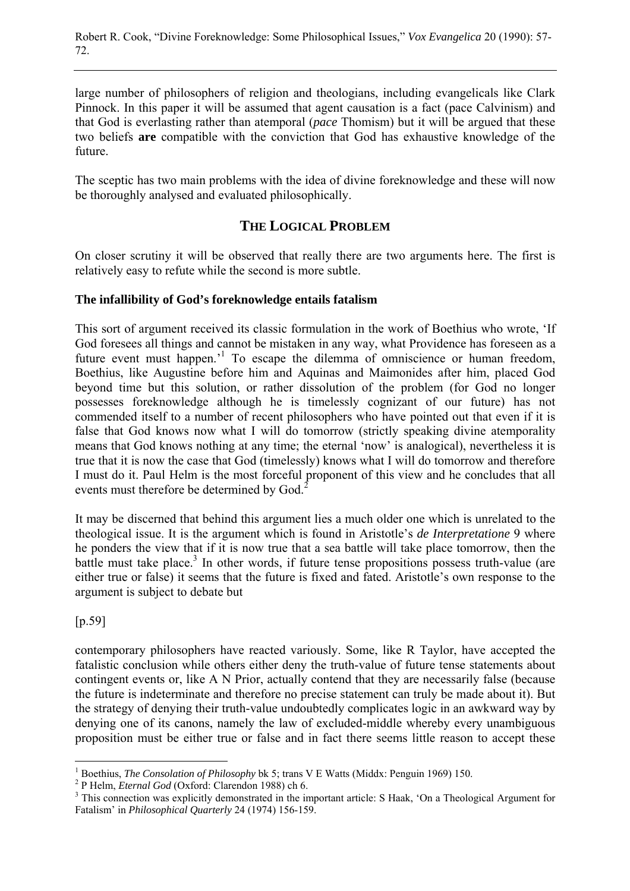large number of philosophers of religion and theologians, including evangelicals like Clark Pinnock. In this paper it will be assumed that agent causation is a fact (pace Calvinism) and that God is everlasting rather than atemporal (*pace* Thomism) but it will be argued that these two beliefs **are** compatible with the conviction that God has exhaustive knowledge of the future.

The sceptic has two main problems with the idea of divine foreknowledge and these will now be thoroughly analysed and evaluated philosophically.

## THE LOGICAL PROBLEM

On closer scrutiny it will be observed that really there are two arguments here. The first is relatively easy to refute while the second is more subtle.

### The infallibility of God's foreknowledge entails fatalism

This sort of argument received its classic formulation in the work of Boethius who wrote, 'If God foresees all things and cannot be mistaken in any way, what Providence has foreseen as a future event must happen.'[1] To escape the dilemma of omniscience or human freedom, Boethius, like Augustine before him and Aquinas and Maimonides after him, placed God beyond time but this solution, or rather dissolution of the problem (for God no longer possesses foreknowledge although he is timelessly cognizant of our future) has not commended itself to a number of recent philosophers who have pointed out that even if it is false that God knows now what I will do tomorrow (strictly speaking divine atemporality means that God knows nothing at any time; the eternal 'now' is analogical), nevertheless it is true that it is now the case that God (timelessly) knows what I will do tomorrow and therefore I must do it. Paul Helm is the most forceful proponent of this view and he concludes that all events must therefore be determined by God.[2]

It may be discerned that behind this argument lies a much older one which is unrelated to the theological issue. It is the argument which is found in Aristotle's *de Interpretatione* 9 where he ponders the view that if it is now true that a sea battle will take place tomorrow, then the battle must take place.[3] In other words, if future tense propositions possess truth-value (are either true or false) it seems that the future is fixed and fated. Aristotle's own response to the argument is subject to debate but

[p.59]

contemporary philosophers have reacted variously. Some, like R Taylor, have accepted the fatalistic conclusion while others either deny the truth-value of future tense statements about contingent events or, like A N Prior, actually contend that they are necessarily false (because the future is indeterminate and therefore no precise statement can truly be made about it). But the strategy of denying their truth-value undoubtedly complicates logic in an awkward way by denying one of its canons, namely the law of excluded-middle whereby every unambiguous proposition must be either true or false and in fact there seems little reason to accept these

---

[1] Boethius, *The Consolation of Philosophy* bk 5; trans V E Watts (Middx: Penguin 1969) 150.

[2] P Helm, *Eternal God* (Oxford: Clarendon 1988) ch 6.

[3] This connection was explicitly demonstrated in the important article: S Haak, 'On a Theological Argument for Fatalism' in *Philosophical Quarterly* 24 (1974) 156-159.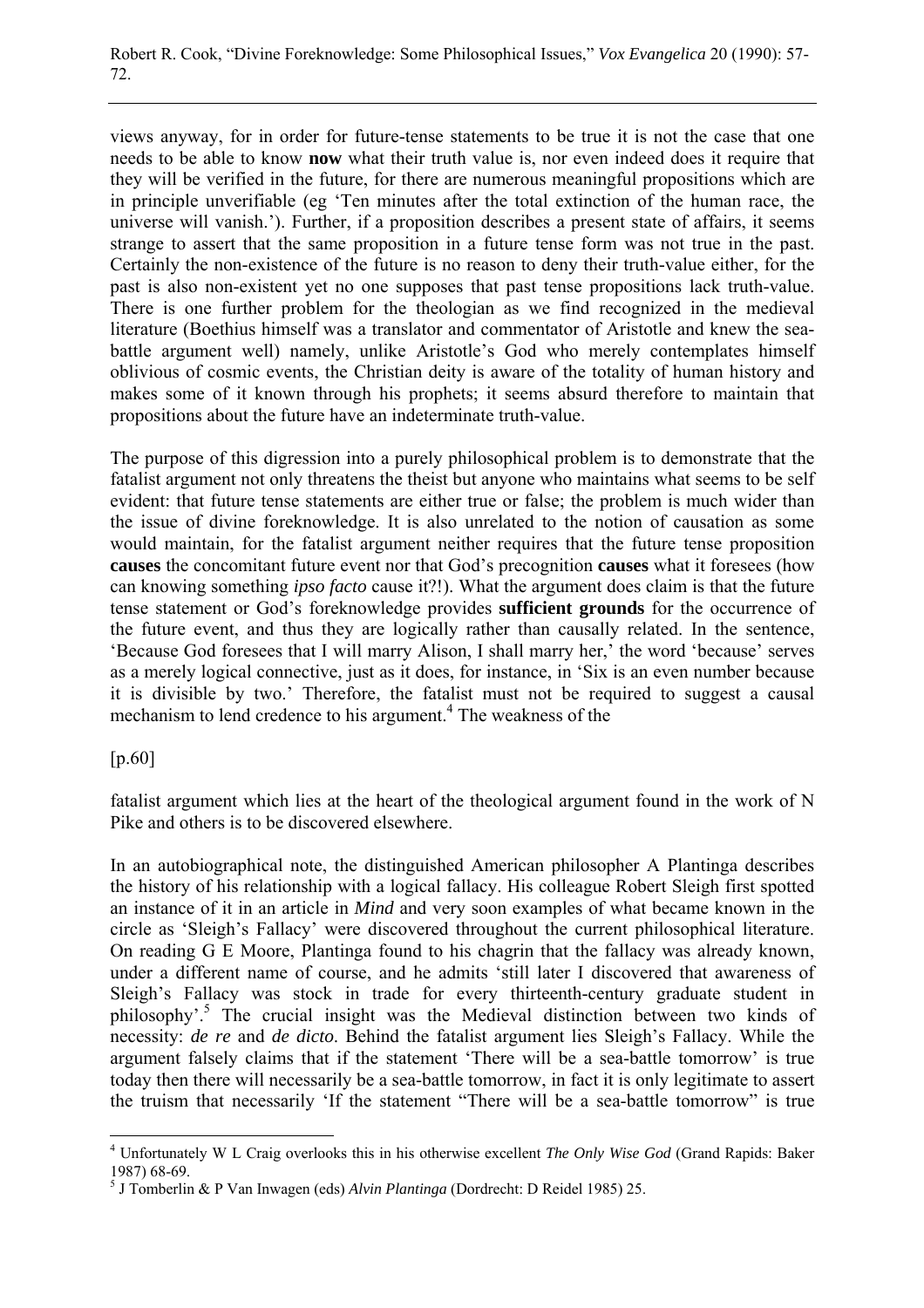views anyway, for in order for future-tense statements to be true it is not the case that one needs to be able to know **now** what their truth value is, nor even indeed does it require that they will be verified in the future, for there are numerous meaningful propositions which are in principle unverifiable (eg 'Ten minutes after the total extinction of the human race, the universe will vanish.'). Further, if a proposition describes a present state of affairs, it seems strange to assert that the same proposition in a future tense form was not true in the past. Certainly the non-existence of the future is no reason to deny their truth-value either, for the past is also non-existent yet no one supposes that past tense propositions lack truth-value. There is one further problem for the theologian as we find recognized in the medieval literature (Boethius himself was a translator and commentator of Aristotle and knew the sea-battle argument well) namely, unlike Aristotle's God who merely contemplates himself oblivious of cosmic events, the Christian deity is aware of the totality of human history and makes some of it known through his prophets; it seems absurd therefore to maintain that propositions about the future have an indeterminate truth-value.

The purpose of this digression into a purely philosophical problem is to demonstrate that the fatalist argument not only threatens the theist but anyone who maintains what seems to be self evident: that future tense statements are either true or false; the problem is much wider than the issue of divine foreknowledge. It is also unrelated to the notion of causation as some would maintain, for the fatalist argument neither requires that the future tense proposition **causes** the concomitant future event nor that God's precognition **causes** what it foresees (how can knowing something *ipso facto* cause it?!). What the argument does claim is that the future tense statement or God's foreknowledge provides **sufficient grounds** for the occurrence of the future event, and thus they are logically rather than causally related. In the sentence, 'Because God foresees that I will marry Alison, I shall marry her,' the word 'because' serves as a merely logical connective, just as it does, for instance, in 'Six is an even number because it is divisible by two.' Therefore, the fatalist must not be required to suggest a causal mechanism to lend credence to his argument.[4] The weakness of the

[p.60]

fatalist argument which lies at the heart of the theological argument found in the work of N Pike and others is to be discovered elsewhere.

In an autobiographical note, the distinguished American philosopher A Plantinga describes the history of his relationship with a logical fallacy. His colleague Robert Sleigh first spotted an instance of it in an article in *Mind* and very soon examples of what became known in the circle as 'Sleigh's Fallacy' were discovered throughout the current philosophical literature. On reading G E Moore, Plantinga found to his chagrin that the fallacy was already known, under a different name of course, and he admits 'still later I discovered that awareness of Sleigh's Fallacy was stock in trade for every thirteenth-century graduate student in philosophy'.[5] The crucial insight was the Medieval distinction between two kinds of necessity: *de re* and *de dicto*. Behind the fatalist argument lies Sleigh's Fallacy. While the argument falsely claims that if the statement 'There will be a sea-battle tomorrow' is true today then there will necessarily be a sea-battle tomorrow, in fact it is only legitimate to assert the truism that necessarily 'If the statement "There will be a sea-battle tomorrow" is true

---

[4] Unfortunately W L Craig overlooks this in his otherwise excellent *The Only Wise God* (Grand Rapids: Baker 1987) 68-69.

[5] J Tomberlin & P Van Inwagen (eds) *Alvin Plantinga* (Dordrecht: D Reidel 1985) 25.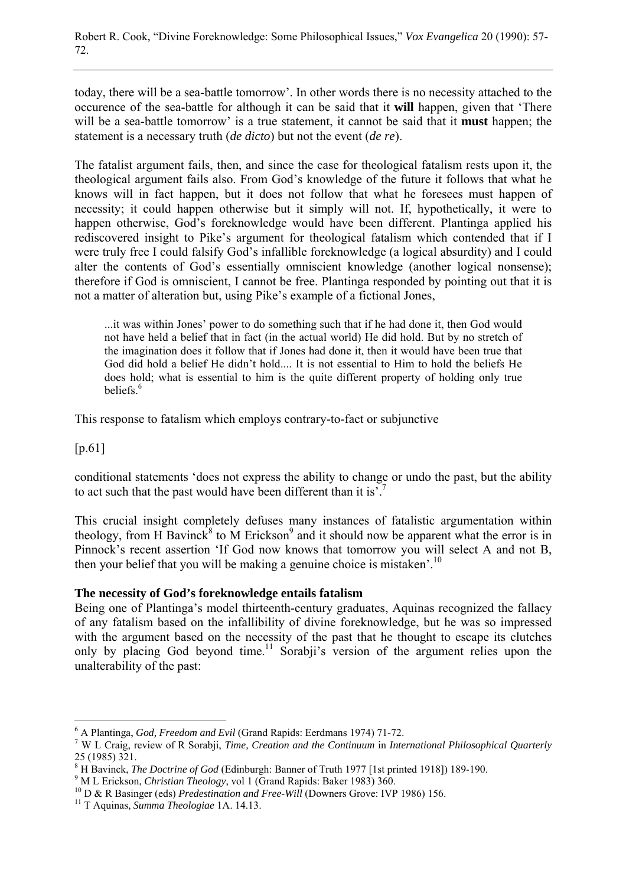today, there will be a sea-battle tomorrow'. In other words there is no necessity attached to the occurence of the sea-battle for although it can be said that it **will** happen, given that 'There will be a sea-battle tomorrow' is a true statement, it cannot be said that it **must** happen; the statement is a necessary truth (*de dicto*) but not the event (*de re*).

The fatalist argument fails, then, and since the case for theological fatalism rests upon it, the theological argument fails also. From God's knowledge of the future it follows that what he knows will in fact happen, but it does not follow that what he foresees must happen of necessity; it could happen otherwise but it simply will not. If, hypothetically, it were to happen otherwise, God's foreknowledge would have been different. Plantinga applied his rediscovered insight to Pike's argument for theological fatalism which contended that if I were truly free I could falsify God's infallible foreknowledge (a logical absurdity) and I could alter the contents of God's essentially omniscient knowledge (another logical nonsense); therefore if God is omniscient, I cannot be free. Plantinga responded by pointing out that it is not a matter of alteration but, using Pike's example of a fictional Jones,

> ...it was within Jones' power to do something such that if he had done it, then God would not have held a belief that in fact (in the actual world) He did hold. But by no stretch of the imagination does it follow that if Jones had done it, then it would have been true that God did hold a belief He didn't hold.... It is not essential to Him to hold the beliefs He does hold; what is essential to him is the quite different property of holding only true beliefs.[6]

This response to fatalism which employs contrary-to-fact or subjunctive

[p.61]

conditional statements 'does not express the ability to change or undo the past, but the ability to act such that the past would have been different than it is'.[7]

This crucial insight completely defuses many instances of fatalistic argumentation within theology, from H Bavinck[8] to M Erickson[9] and it should now be apparent what the error is in Pinnock's recent assertion 'If God now knows that tomorrow you will select A and not B, then your belief that you will be making a genuine choice is mistaken'.[10]

**The necessity of God's foreknowledge entails fatalism**

Being one of Plantinga's model thirteenth-century graduates, Aquinas recognized the fallacy of any fatalism based on the infallibility of divine foreknowledge, but he was so impressed with the argument based on the necessity of the past that he thought to escape its clutches only by placing God beyond time.[11] Sorabji's version of the argument relies upon the unalterability of the past:

---

[6] A Plantinga, *God, Freedom and Evil* (Grand Rapids: Eerdmans 1974) 71-72.

[7] W L Craig, review of R Sorabji, *Time, Creation and the Continuum* in *International Philosophical Quarterly* 25 (1985) 321.

[8] H Bavinck, *The Doctrine of God* (Edinburgh: Banner of Truth 1977 [1st printed 1918]) 189-190.

[9] M L Erickson, *Christian Theology*, vol 1 (Grand Rapids: Baker 1983) 360.

[10] D & R Basinger (eds) *Predestination and Free-Will* (Downers Grove: IVP 1986) 156.

[11] T Aquinas, *Summa Theologiae* 1A. 14.13.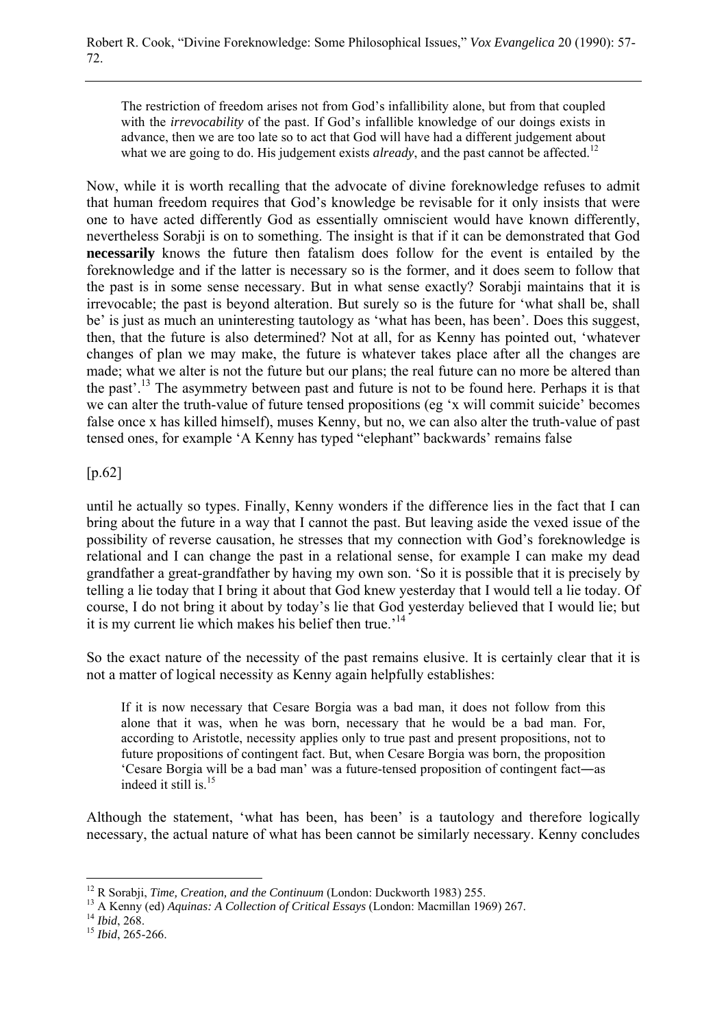> The restriction of freedom arises not from God's infallibility alone, but from that coupled with the *irrevocability* of the past. If God's infallible knowledge of our doings exists in advance, then we are too late so to act that God will have had a different judgement about what we are going to do. His judgement exists *already*, and the past cannot be affected.[12]

Now, while it is worth recalling that the advocate of divine foreknowledge refuses to admit that human freedom requires that God's knowledge be revisable for it only insists that were one to have acted differently God as essentially omniscient would have known differently, nevertheless Sorabji is on to something. The insight is that if it can be demonstrated that God **necessarily** knows the future then fatalism does follow for the event is entailed by the foreknowledge and if the latter is necessary so is the former, and it does seem to follow that the past is in some sense necessary. But in what sense exactly? Sorabji maintains that it is irrevocable; the past is beyond alteration. But surely so is the future for 'what shall be, shall be' is just as much an uninteresting tautology as 'what has been, has been'. Does this suggest, then, that the future is also determined? Not at all, for as Kenny has pointed out, 'whatever changes of plan we may make, the future is whatever takes place after all the changes are made; what we alter is not the future but our plans; the real future can no more be altered than the past'.[13] The asymmetry between past and future is not to be found here. Perhaps it is that we can alter the truth-value of future tensed propositions (eg 'x will commit suicide' becomes false once x has killed himself), muses Kenny, but no, we can also alter the truth-value of past tensed ones, for example 'A Kenny has typed "elephant" backwards' remains false

[p.62]

until he actually so types. Finally, Kenny wonders if the difference lies in the fact that I can bring about the future in a way that I cannot the past. But leaving aside the vexed issue of the possibility of reverse causation, he stresses that my connection with God's foreknowledge is relational and I can change the past in a relational sense, for example I can make my dead grandfather a great-grandfather by having my own son. 'So it is possible that it is precisely by telling a lie today that I bring it about that God knew yesterday that I would tell a lie today. Of course, I do not bring it about by today's lie that God yesterday believed that I would lie; but it is my current lie which makes his belief then true.'[14]

So the exact nature of the necessity of the past remains elusive. It is certainly clear that it is not a matter of logical necessity as Kenny again helpfully establishes:

> If it is now necessary that Cesare Borgia was a bad man, it does not follow from this alone that it was, when he was born, necessary that he would be a bad man. For, according to Aristotle, necessity applies only to true past and present propositions, not to future propositions of contingent fact. But, when Cesare Borgia was born, the proposition 'Cesare Borgia will be a bad man' was a future-tensed proposition of contingent fact―as indeed it still is.[15]

Although the statement, 'what has been, has been' is a tautology and therefore logically necessary, the actual nature of what has been cannot be similarly necessary. Kenny concludes

---

[12] R Sorabji, *Time, Creation, and the Continuum* (London: Duckworth 1983) 255.

[13] A Kenny (ed) *Aquinas: A Collection of Critical Essays* (London: Macmillan 1969) 267.

[14] *Ibid*, 268.

[15] *Ibid*, 265-266.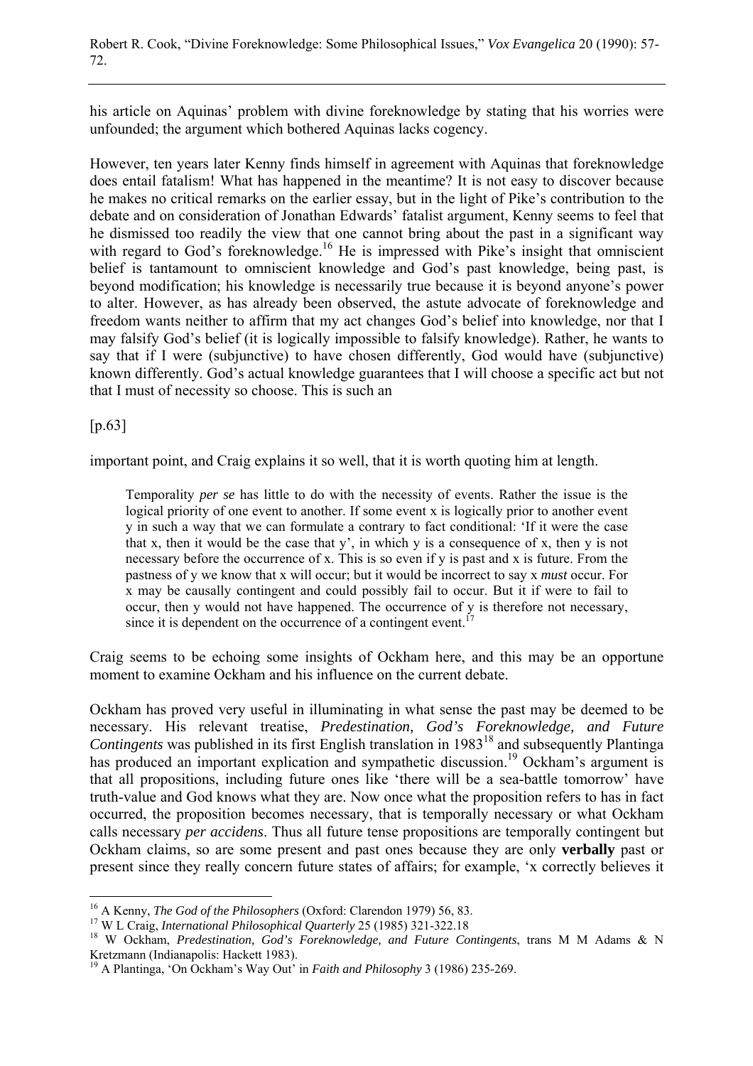his article on Aquinas' problem with divine foreknowledge by stating that his worries were unfounded; the argument which bothered Aquinas lacks cogency.

However, ten years later Kenny finds himself in agreement with Aquinas that foreknowledge does entail fatalism! What has happened in the meantime? It is not easy to discover because he makes no critical remarks on the earlier essay, but in the light of Pike's contribution to the debate and on consideration of Jonathan Edwards' fatalist argument, Kenny seems to feel that he dismissed too readily the view that one cannot bring about the past in a significant way with regard to God's foreknowledge.[16] He is impressed with Pike's insight that omniscient belief is tantamount to omniscient knowledge and God's past knowledge, being past, is beyond modification; his knowledge is necessarily true because it is beyond anyone's power to alter. However, as has already been observed, the astute advocate of foreknowledge and freedom wants neither to affirm that my act changes God's belief into knowledge, nor that I may falsify God's belief (it is logically impossible to falsify knowledge). Rather, he wants to say that if I were (subjunctive) to have chosen differently, God would have (subjunctive) known differently. God's actual knowledge guarantees that I will choose a specific act but not that I must of necessity so choose. This is such an

[p.63]

important point, and Craig explains it so well, that it is worth quoting him at length.

> Temporality *per se* has little to do with the necessity of events. Rather the issue is the logical priority of one event to another. If some event x is logically prior to another event y in such a way that we can formulate a contrary to fact conditional: 'If it were the case that x, then it would be the case that y', in which y is a consequence of x, then y is not necessary before the occurrence of x. This is so even if y is past and x is future. From the pastness of y we know that x will occur; but it would be incorrect to say x *must* occur. For x may be causally contingent and could possibly fail to occur. But it if were to fail to occur, then y would not have happened. The occurrence of y is therefore not necessary, since it is dependent on the occurrence of a contingent event.[17]

Craig seems to be echoing some insights of Ockham here, and this may be an opportune moment to examine Ockham and his influence on the current debate.

Ockham has proved very useful in illuminating in what sense the past may be deemed to be necessary. His relevant treatise, *Predestination, God's Foreknowledge, and Future Contingents* was published in its first English translation in 1983[18] and subsequently Plantinga has produced an important explication and sympathetic discussion.[19] Ockham's argument is that all propositions, including future ones like 'there will be a sea-battle tomorrow' have truth-value and God knows what they are. Now once what the proposition refers to has in fact occurred, the proposition becomes necessary, that is temporally necessary or what Ockham calls necessary *per accidens*. Thus all future tense propositions are temporally contingent but Ockham claims, so are some present and past ones because they are only **verbally** past or present since they really concern future states of affairs; for example, 'x correctly believes it

---

[16] A Kenny, *The God of the Philosophers* (Oxford: Clarendon 1979) 56, 83.

[17] W L Craig, *International Philosophical Quarterly* 25 (1985) 321-322.18

[18] W Ockham, *Predestination, God's Foreknowledge, and Future Contingents*, trans M M Adams & N Kretzmann (Indianapolis: Hackett 1983).

[19] A Plantinga, 'On Ockham's Way Out' in *Faith and Philosophy* 3 (1986) 235-269.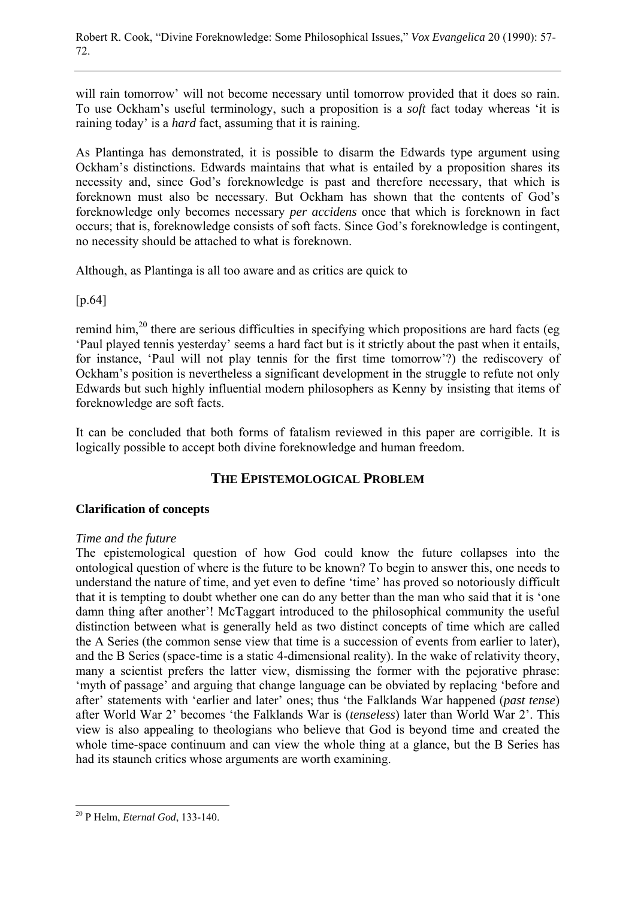will rain tomorrow' will not become necessary until tomorrow provided that it does so rain. To use Ockham's useful terminology, such a proposition is a *soft* fact today whereas 'it is raining today' is a *hard* fact, assuming that it is raining.

As Plantinga has demonstrated, it is possible to disarm the Edwards type argument using Ockham's distinctions. Edwards maintains that what is entailed by a proposition shares its necessity and, since God's foreknowledge is past and therefore necessary, that which is foreknown must also be necessary. But Ockham has shown that the contents of God's foreknowledge only becomes necessary *per accidens* once that which is foreknown in fact occurs; that is, foreknowledge consists of soft facts. Since God's foreknowledge is contingent, no necessity should be attached to what is foreknown.

Although, as Plantinga is all too aware and as critics are quick to

[p.64]

remind him,[20] there are serious difficulties in specifying which propositions are hard facts (eg 'Paul played tennis yesterday' seems a hard fact but is it strictly about the past when it entails, for instance, 'Paul will not play tennis for the first time tomorrow'?) the rediscovery of Ockham's position is nevertheless a significant development in the struggle to refute not only Edwards but such highly influential modern philosophers as Kenny by insisting that items of foreknowledge are soft facts.

It can be concluded that both forms of fatalism reviewed in this paper are corrigible. It is logically possible to accept both divine foreknowledge and human freedom.

## THE EPISTEMOLOGICAL PROBLEM

### Clarification of concepts

*Time and the future*

The epistemological question of how God could know the future collapses into the ontological question of where is the future to be known? To begin to answer this, one needs to understand the nature of time, and yet even to define 'time' has proved so notoriously difficult that it is tempting to doubt whether one can do any better than the man who said that it is 'one damn thing after another'! McTaggart introduced to the philosophical community the useful distinction between what is generally held as two distinct concepts of time which are called the A Series (the common sense view that time is a succession of events from earlier to later), and the B Series (space-time is a static 4-dimensional reality). In the wake of relativity theory, many a scientist prefers the latter view, dismissing the former with the pejorative phrase: 'myth of passage' and arguing that change language can be obviated by replacing 'before and after' statements with 'earlier and later' ones; thus 'the Falklands War happened (*past tense*) after World War 2' becomes 'the Falklands War is (*tenseless*) later than World War 2'. This view is also appealing to theologians who believe that God is beyond time and created the whole time-space continuum and can view the whole thing at a glance, but the B Series has had its staunch critics whose arguments are worth examining.

---

[20] P Helm, *Eternal God*, 133-140.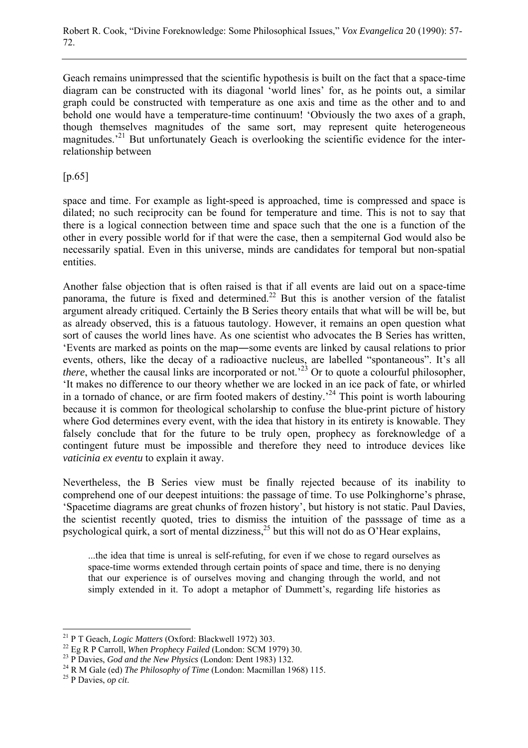Geach remains unimpressed that the scientific hypothesis is built on the fact that a space-time diagram can be constructed with its diagonal 'world lines' for, as he points out, a similar graph could be constructed with temperature as one axis and time as the other and to and behold one would have a temperature-time continuum! 'Obviously the two axes of a graph, though themselves magnitudes of the same sort, may represent quite heterogeneous magnitudes.'[21] But unfortunately Geach is overlooking the scientific evidence for the inter-relationship between

[p.65]

space and time. For example as light-speed is approached, time is compressed and space is dilated; no such reciprocity can be found for temperature and time. This is not to say that there is a logical connection between time and space such that the one is a function of the other in every possible world for if that were the case, then a sempiternal God would also be necessarily spatial. Even in this universe, minds are candidates for temporal but non-spatial entities.

Another false objection that is often raised is that if all events are laid out on a space-time panorama, the future is fixed and determined.[22] But this is another version of the fatalist argument already critiqued. Certainly the B Series theory entails that what will be will be, but as already observed, this is a fatuous tautology. However, it remains an open question what sort of causes the world lines have. As one scientist who advocates the B Series has written, 'Events are marked as points on the map―some events are linked by causal relations to prior events, others, like the decay of a radioactive nucleus, are labelled "spontaneous". It's all *there*, whether the causal links are incorporated or not.'[23] Or to quote a colourful philosopher, 'It makes no difference to our theory whether we are locked in an ice pack of fate, or whirled in a tornado of chance, or are firm footed makers of destiny.'[24] This point is worth labouring because it is common for theological scholarship to confuse the blue-print picture of history where God determines every event, with the idea that history in its entirety is knowable. They falsely conclude that for the future to be truly open, prophecy as foreknowledge of a contingent future must be impossible and therefore they need to introduce devices like *vaticinia ex eventu* to explain it away.

Nevertheless, the B Series view must be finally rejected because of its inability to comprehend one of our deepest intuitions: the passage of time. To use Polkinghorne's phrase, 'Spacetime diagrams are great chunks of frozen history', but history is not static. Paul Davies, the scientist recently quoted, tries to dismiss the intuition of the passsage of time as a psychological quirk, a sort of mental dizziness,[25] but this will not do as O'Hear explains,

> ...the idea that time is unreal is self-refuting, for even if we chose to regard ourselves as space-time worms extended through certain points of space and time, there is no denying that our experience is of ourselves moving and changing through the world, and not simply extended in it. To adopt a metaphor of Dummett's, regarding life histories as

---

[21] P T Geach, *Logic Matters* (Oxford: Blackwell 1972) 303.

[22] Eg R P Carroll, *When Prophecy Failed* (London: SCM 1979) 30.

[23] P Davies, *God and the New Physics* (London: Dent 1983) 132.

[24] R M Gale (ed) *The Philosophy of Time* (London: Macmillan 1968) 115.

[25] P Davies, *op cit*.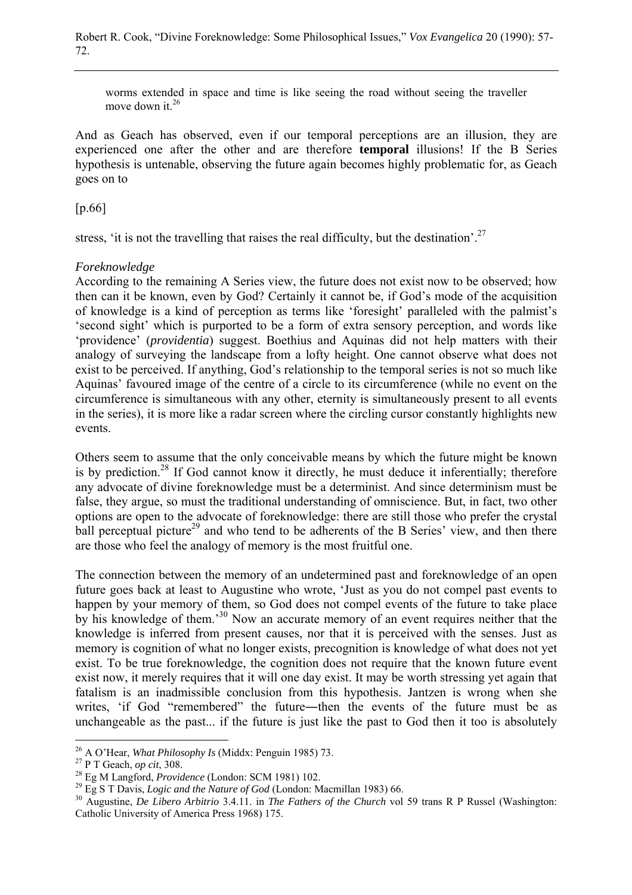worms extended in space and time is like seeing the road without seeing the traveller move down it.[26]

And as Geach has observed, even if our temporal perceptions are an illusion, they are experienced one after the other and are therefore **temporal** illusions! If the B Series hypothesis is untenable, observing the future again becomes highly problematic for, as Geach goes on to

[p.66]

stress, 'it is not the travelling that raises the real difficulty, but the destination'.[27]

*Foreknowledge*

According to the remaining A Series view, the future does not exist now to be observed; how then can it be known, even by God? Certainly it cannot be, if God's mode of the acquisition of knowledge is a kind of perception as terms like 'foresight' paralleled with the palmist's 'second sight' which is purported to be a form of extra sensory perception, and words like 'providence' (*providentia*) suggest. Boethius and Aquinas did not help matters with their analogy of surveying the landscape from a lofty height. One cannot observe what does not exist to be perceived. If anything, God's relationship to the temporal series is not so much like Aquinas' favoured image of the centre of a circle to its circumference (while no event on the circumference is simultaneous with any other, eternity is simultaneously present to all events in the series), it is more like a radar screen where the circling cursor constantly highlights new events.

Others seem to assume that the only conceivable means by which the future might be known is by prediction.[28] If God cannot know it directly, he must deduce it inferentially; therefore any advocate of divine foreknowledge must be a determinist. And since determinism must be false, they argue, so must the traditional understanding of omniscience. But, in fact, two other options are open to the advocate of foreknowledge: there are still those who prefer the crystal ball perceptual picture[29] and who tend to be adherents of the B Series' view, and then there are those who feel the analogy of memory is the most fruitful one.

The connection between the memory of an undetermined past and foreknowledge of an open future goes back at least to Augustine who wrote, 'Just as you do not compel past events to happen by your memory of them, so God does not compel events of the future to take place by his knowledge of them.'[30] Now an accurate memory of an event requires neither that the knowledge is inferred from present causes, nor that it is perceived with the senses. Just as memory is cognition of what no longer exists, precognition is knowledge of what does not yet exist. To be true foreknowledge, the cognition does not require that the known future event exist now, it merely requires that it will one day exist. It may be worth stressing yet again that fatalism is an inadmissible conclusion from this hypothesis. Jantzen is wrong when she writes, 'if God "remembered" the future―then the events of the future must be as unchangeable as the past... if the future is just like the past to God then it too is absolutely

---

[26] A O'Hear, *What Philosophy Is* (Middx: Penguin 1985) 73.

[27] P T Geach, *op cit*, 308.

[28] Eg M Langford, *Providence* (London: SCM 1981) 102.

[29] Eg S T Davis, *Logic and the Nature of God* (London: Macmillan 1983) 66.

[30] Augustine, *De Libero Arbitrio* 3.4.11. in *The Fathers of the Church* vol 59 trans R P Russel (Washington: Catholic University of America Press 1968) 175.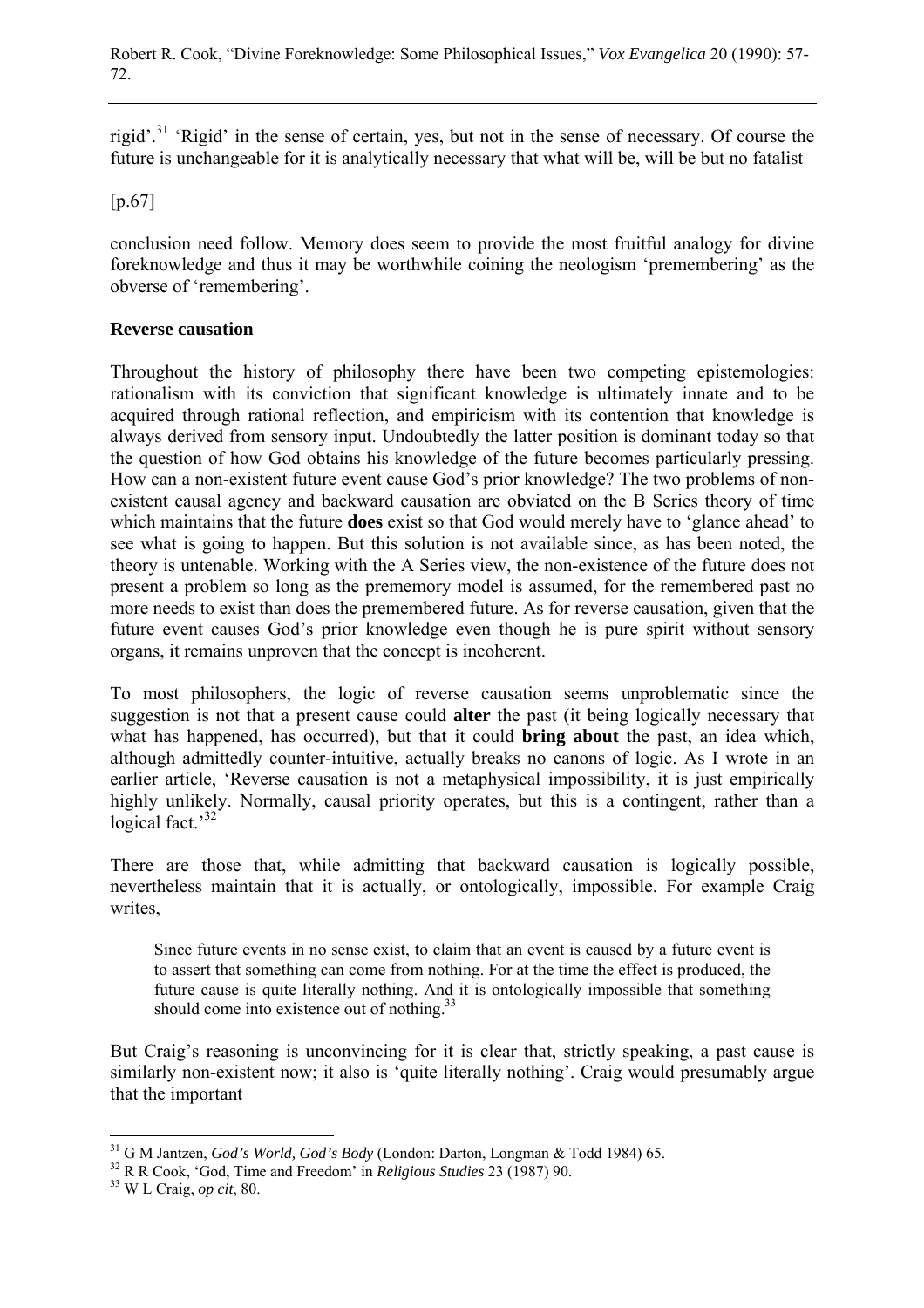rigid'.[31] 'Rigid' in the sense of certain, yes, but not in the sense of necessary. Of course the future is unchangeable for it is analytically necessary that what will be, will be but no fatalist

[p.67]

conclusion need follow. Memory does seem to provide the most fruitful analogy for divine foreknowledge and thus it may be worthwhile coining the neologism 'premembering' as the obverse of 'remembering'.

**Reverse causation**

Throughout the history of philosophy there have been two competing epistemologies: rationalism with its conviction that significant knowledge is ultimately innate and to be acquired through rational reflection, and empiricism with its contention that knowledge is always derived from sensory input. Undoubtedly the latter position is dominant today so that the question of how God obtains his knowledge of the future becomes particularly pressing. How can a non-existent future event cause God's prior knowledge? The two problems of non-existent causal agency and backward causation are obviated on the B Series theory of time which maintains that the future **does** exist so that God would merely have to 'glance ahead' to see what is going to happen. But this solution is not available since, as has been noted, the theory is untenable. Working with the A Series view, the non-existence of the future does not present a problem so long as the prememory model is assumed, for the remembered past no more needs to exist than does the premembered future. As for reverse causation, given that the future event causes God's prior knowledge even though he is pure spirit without sensory organs, it remains unproven that the concept is incoherent.

To most philosophers, the logic of reverse causation seems unproblematic since the suggestion is not that a present cause could **alter** the past (it being logically necessary that what has happened, has occurred), but that it could **bring about** the past, an idea which, although admittedly counter-intuitive, actually breaks no canons of logic. As I wrote in an earlier article, 'Reverse causation is not a metaphysical impossibility, it is just empirically highly unlikely. Normally, causal priority operates, but this is a contingent, rather than a logical fact.'[32]

There are those that, while admitting that backward causation is logically possible, nevertheless maintain that it is actually, or ontologically, impossible. For example Craig writes,

> Since future events in no sense exist, to claim that an event is caused by a future event is to assert that something can come from nothing. For at the time the effect is produced, the future cause is quite literally nothing. And it is ontologically impossible that something should come into existence out of nothing.[33]

But Craig's reasoning is unconvincing for it is clear that, strictly speaking, a past cause is similarly non-existent now; it also is 'quite literally nothing'. Craig would presumably argue that the important

---

[31] G M Jantzen, *God's World, God's Body* (London: Darton, Longman & Todd 1984) 65.

[32] R R Cook, 'God, Time and Freedom' in *Religious Studies* 23 (1987) 90.

[33] W L Craig, *op cit*, 80.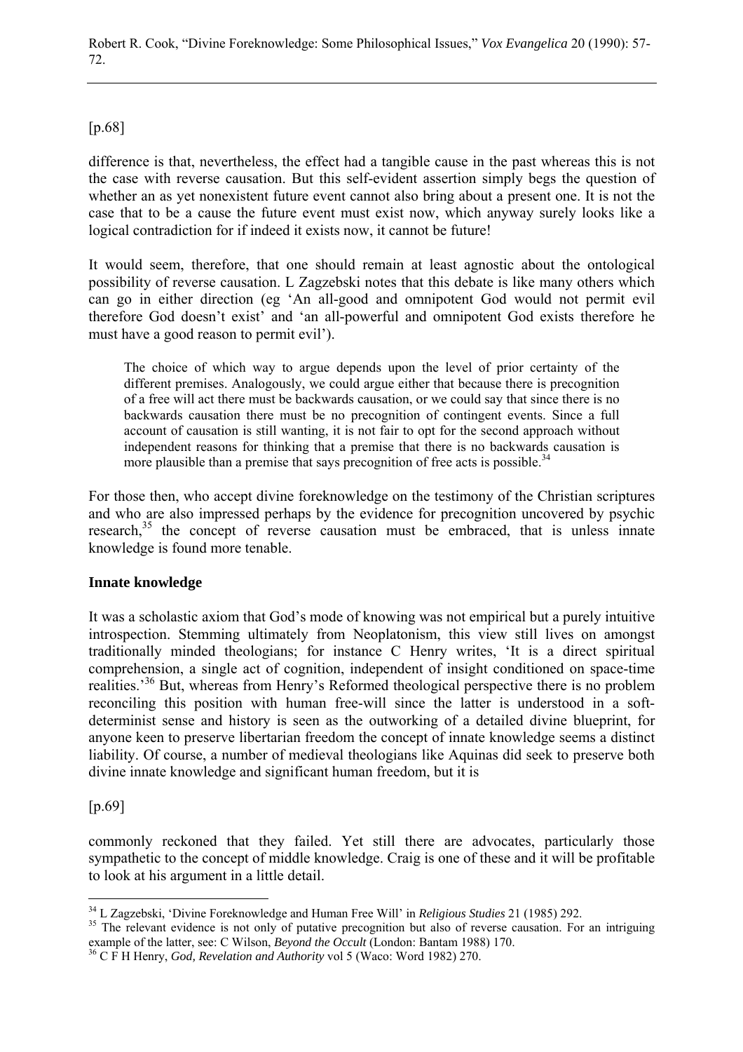[p.68]

difference is that, nevertheless, the effect had a tangible cause in the past whereas this is not the case with reverse causation. But this self-evident assertion simply begs the question of whether an as yet nonexistent future event cannot also bring about a present one. It is not the case that to be a cause the future event must exist now, which anyway surely looks like a logical contradiction for if indeed it exists now, it cannot be future!

It would seem, therefore, that one should remain at least agnostic about the ontological possibility of reverse causation. L Zagzebski notes that this debate is like many others which can go in either direction (eg 'An all-good and omnipotent God would not permit evil therefore God doesn't exist' and 'an all-powerful and omnipotent God exists therefore he must have a good reason to permit evil').

> The choice of which way to argue depends upon the level of prior certainty of the different premises. Analogously, we could argue either that because there is precognition of a free will act there must be backwards causation, or we could say that since there is no backwards causation there must be no precognition of contingent events. Since a full account of causation is still wanting, it is not fair to opt for the second approach without independent reasons for thinking that a premise that there is no backwards causation is more plausible than a premise that says precognition of free acts is possible.[34]

For those then, who accept divine foreknowledge on the testimony of the Christian scriptures and who are also impressed perhaps by the evidence for precognition uncovered by psychic research,[35] the concept of reverse causation must be embraced, that is unless innate knowledge is found more tenable.

**Innate knowledge**

It was a scholastic axiom that God's mode of knowing was not empirical but a purely intuitive introspection. Stemming ultimately from Neoplatonism, this view still lives on amongst traditionally minded theologians; for instance C Henry writes, 'It is a direct spiritual comprehension, a single act of cognition, independent of insight conditioned on space-time realities.'[36] But, whereas from Henry's Reformed theological perspective there is no problem reconciling this position with human free-will since the latter is understood in a soft-determinist sense and history is seen as the outworking of a detailed divine blueprint, for anyone keen to preserve libertarian freedom the concept of innate knowledge seems a distinct liability. Of course, a number of medieval theologians like Aquinas did seek to preserve both divine innate knowledge and significant human freedom, but it is

[p.69]

commonly reckoned that they failed. Yet still there are advocates, particularly those sympathetic to the concept of middle knowledge. Craig is one of these and it will be profitable to look at his argument in a little detail.

---

[34] L Zagzebski, 'Divine Foreknowledge and Human Free Will' in *Religious Studies* 21 (1985) 292.

[35] The relevant evidence is not only of putative precognition but also of reverse causation. For an intriguing example of the latter, see: C Wilson, *Beyond the Occult* (London: Bantam 1988) 170.

[36] C F H Henry, *God, Revelation and Authority* vol 5 (Waco: Word 1982) 270.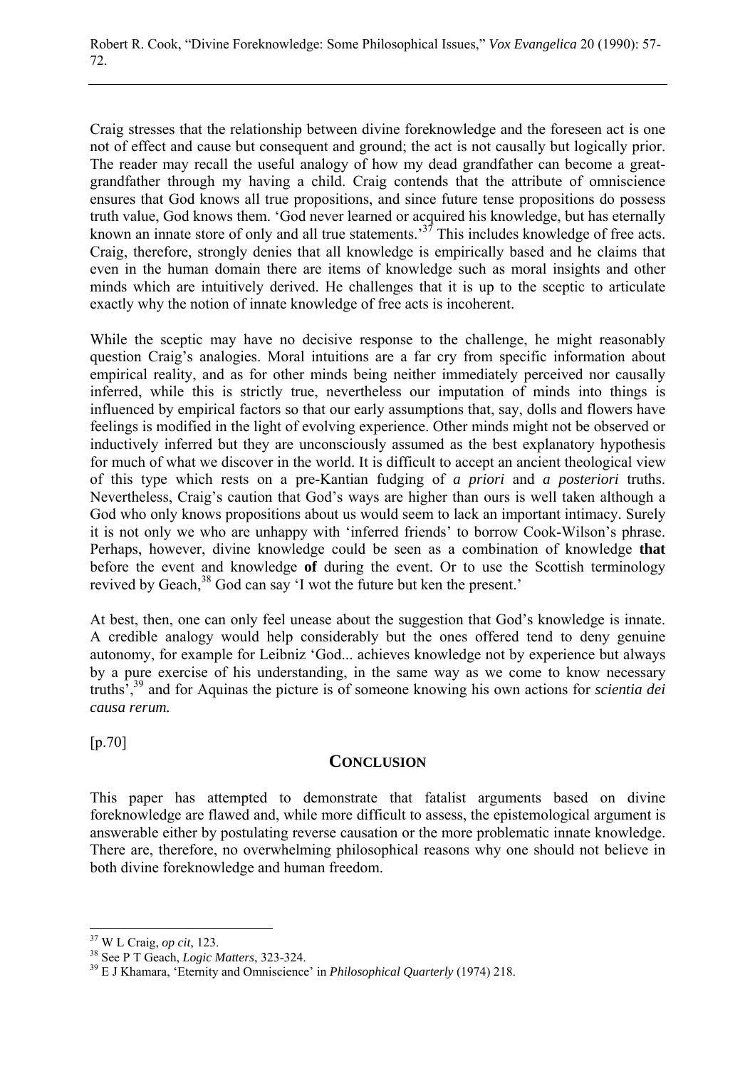Craig stresses that the relationship between divine foreknowledge and the foreseen act is one not of effect and cause but consequent and ground; the act is not causally but logically prior. The reader may recall the useful analogy of how my dead grandfather can become a great-grandfather through my having a child. Craig contends that the attribute of omniscience ensures that God knows all true propositions, and since future tense propositions do possess truth value, God knows them. 'God never learned or acquired his knowledge, but has eternally known an innate store of only and all true statements.'[37] This includes knowledge of free acts. Craig, therefore, strongly denies that all knowledge is empirically based and he claims that even in the human domain there are items of knowledge such as moral insights and other minds which are intuitively derived. He challenges that it is up to the sceptic to articulate exactly why the notion of innate knowledge of free acts is incoherent.

While the sceptic may have no decisive response to the challenge, he might reasonably question Craig's analogies. Moral intuitions are a far cry from specific information about empirical reality, and as for other minds being neither immediately perceived nor causally inferred, while this is strictly true, nevertheless our imputation of minds into things is influenced by empirical factors so that our early assumptions that, say, dolls and flowers have feelings is modified in the light of evolving experience. Other minds might not be observed or inductively inferred but they are unconsciously assumed as the best explanatory hypothesis for much of what we discover in the world. It is difficult to accept an ancient theological view of this type which rests on a pre-Kantian fudging of *a priori* and *a posteriori* truths. Nevertheless, Craig's caution that God's ways are higher than ours is well taken although a God who only knows propositions about us would seem to lack an important intimacy. Surely it is not only we who are unhappy with 'inferred friends' to borrow Cook-Wilson's phrase. Perhaps, however, divine knowledge could be seen as a combination of knowledge **that** before the event and knowledge **of** during the event. Or to use the Scottish terminology revived by Geach,[38] God can say 'I wot the future but ken the present.'

At best, then, one can only feel unease about the suggestion that God's knowledge is innate. A credible analogy would help considerably but the ones offered tend to deny genuine autonomy, for example for Leibniz 'God... achieves knowledge not by experience but always by a pure exercise of his understanding, in the same way as we come to know necessary truths',[39] and for Aquinas the picture is of someone knowing his own actions for *scientia dei causa rerum.*

[p.70]

## CONCLUSION

This paper has attempted to demonstrate that fatalist arguments based on divine foreknowledge are flawed and, while more difficult to assess, the epistemological argument is answerable either by postulating reverse causation or the more problematic innate knowledge. There are, therefore, no overwhelming philosophical reasons why one should not believe in both divine foreknowledge and human freedom.

---

[37] W L Craig, *op cit*, 123.

[38] See P T Geach, *Logic Matters*, 323-324.

[39] E J Khamara, 'Eternity and Omniscience' in *Philosophical Quarterly* (1974) 218.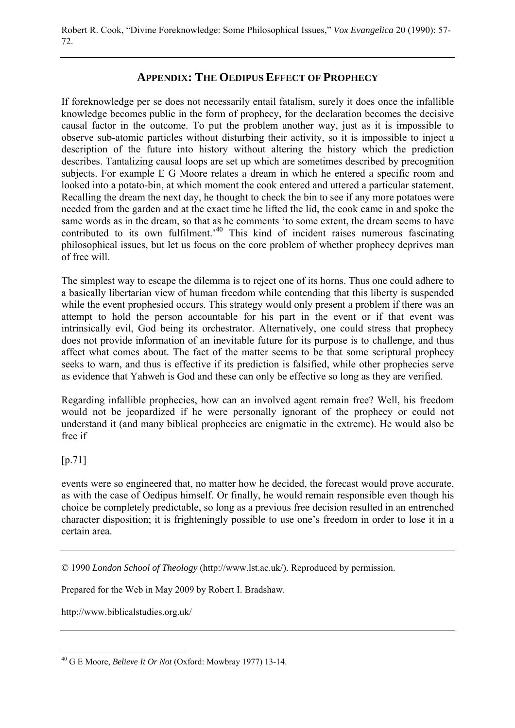## APPENDIX: THE OEDIPUS EFFECT OF PROPHECY

If foreknowledge per se does not necessarily entail fatalism, surely it does once the infallible knowledge becomes public in the form of prophecy, for the declaration becomes the decisive causal factor in the outcome. To put the problem another way, just as it is impossible to observe sub-atomic particles without disturbing their activity, so it is impossible to inject a description of the future into history without altering the history which the prediction describes. Tantalizing causal loops are set up which are sometimes described by precognition subjects. For example E G Moore relates a dream in which he entered a specific room and looked into a potato-bin, at which moment the cook entered and uttered a particular statement. Recalling the dream the next day, he thought to check the bin to see if any more potatoes were needed from the garden and at the exact time he lifted the lid, the cook came in and spoke the same words as in the dream, so that as he comments 'to some extent, the dream seems to have contributed to its own fulfilment.'[40] This kind of incident raises numerous fascinating philosophical issues, but let us focus on the core problem of whether prophecy deprives man of free will.

The simplest way to escape the dilemma is to reject one of its horns. Thus one could adhere to a basically libertarian view of human freedom while contending that this liberty is suspended while the event prophesied occurs. This strategy would only present a problem if there was an attempt to hold the person accountable for his part in the event or if that event was intrinsically evil, God being its orchestrator. Alternatively, one could stress that prophecy does not provide information of an inevitable future for its purpose is to challenge, and thus affect what comes about. The fact of the matter seems to be that some scriptural prophecy seeks to warn, and thus is effective if its prediction is falsified, while other prophecies serve as evidence that Yahweh is God and these can only be effective so long as they are verified.

Regarding infallible prophecies, how can an involved agent remain free? Well, his freedom would not be jeopardized if he were personally ignorant of the prophecy or could not understand it (and many biblical prophecies are enigmatic in the extreme). He would also be free if

[p.71]

events were so engineered that, no matter how he decided, the forecast would prove accurate, as with the case of Oedipus himself. Or finally, he would remain responsible even though his choice be completely predictable, so long as a previous free decision resulted in an entrenched character disposition; it is frighteningly possible to use one's freedom in order to lose it in a certain area.

---

© 1990 *London School of Theology* (http://www.lst.ac.uk/). Reproduced by permission.

Prepared for the Web in May 2009 by Robert I. Bradshaw.

http://www.biblicalstudies.org.uk/

---

[40] G E Moore, *Believe It Or Not* (Oxford: Mowbray 1977) 13-14.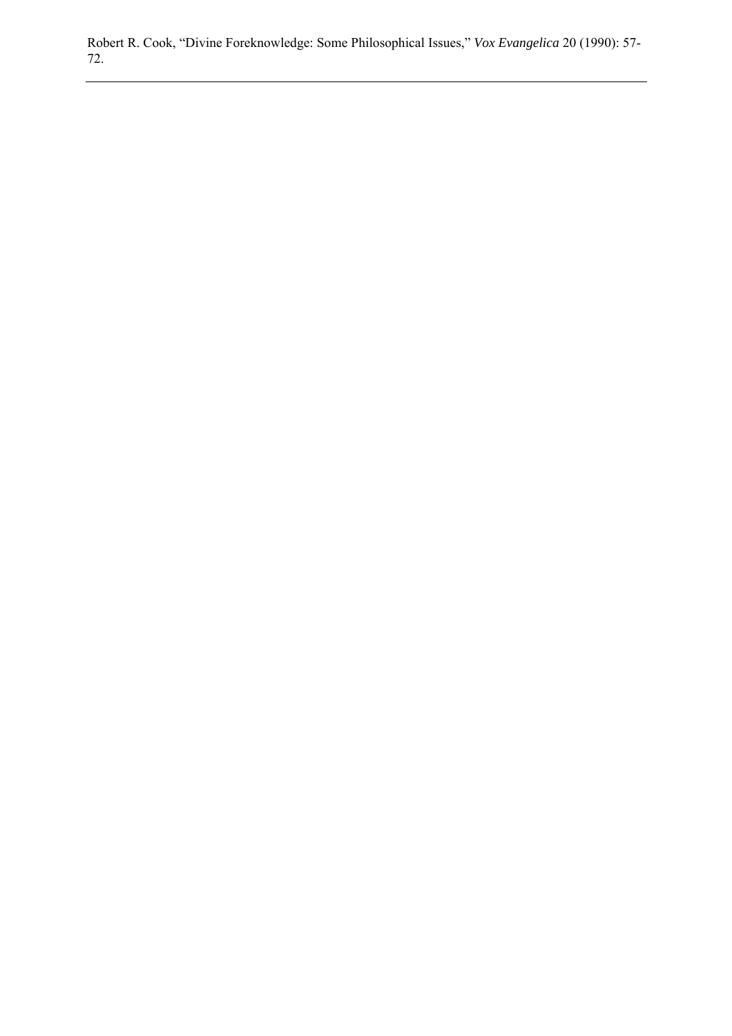Robert R. Cook, "Divine Foreknowledge: Some Philosophical Issues," *Vox Evangelica* 20 (1990): 57-72.

---